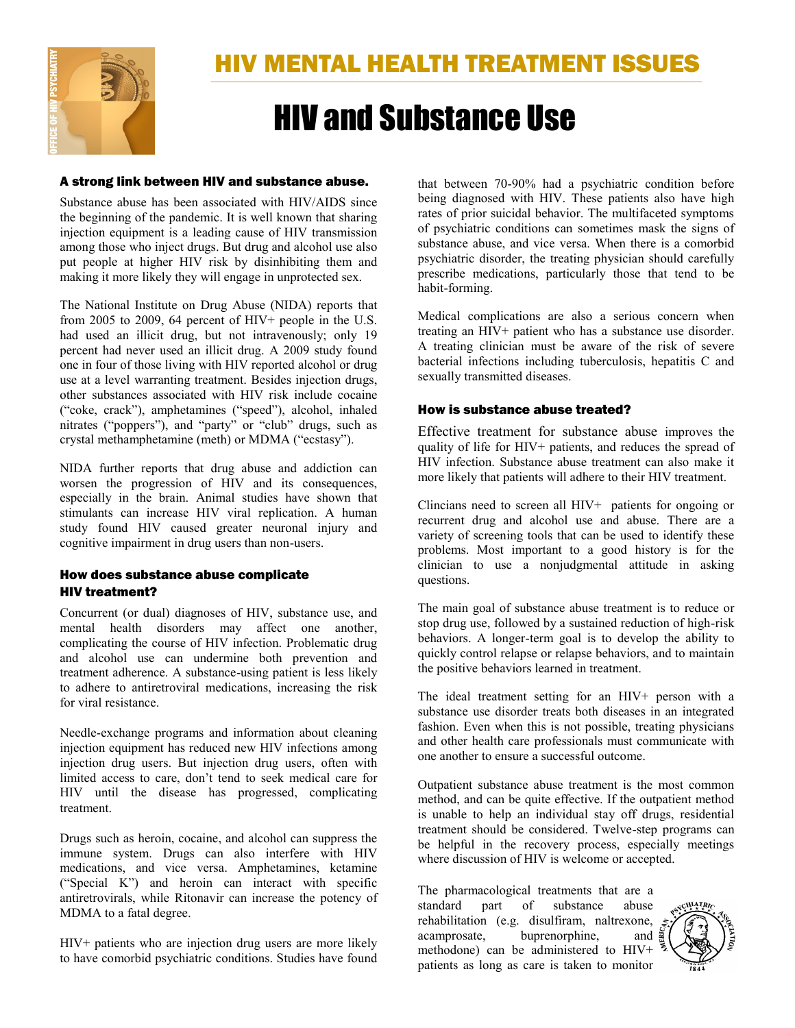# HIV MENTAL HEALTH TREATMENT ISSUES

# HIV and Substance Use

### A strong link between HIV and substance abuse.

Substance abuse has been associated with HIV/AIDS since the beginning of the pandemic. It is well known that sharing injection equipment is a leading cause of HIV transmission among those who inject drugs. But drug and alcohol use also put people at higher HIV risk by disinhibiting them and making it more likely they will engage in unprotected sex.

The National Institute on Drug Abuse (NIDA) reports that from 2005 to 2009, 64 percent of HIV+ people in the U.S. had used an illicit drug, but not intravenously; only 19 percent had never used an illicit drug. A 2009 study found one in four of those living with HIV reported alcohol or drug use at a level warranting treatment. Besides injection drugs, other substances associated with HIV risk include cocaine ("coke, crack"), amphetamines ("speed"), alcohol, inhaled nitrates ("poppers"), and "party" or "club" drugs, such as crystal methamphetamine (meth) or MDMA ("ecstasy").

NIDA further reports that drug abuse and addiction can worsen the progression of HIV and its consequences, especially in the brain. Animal studies have shown that stimulants can increase HIV viral replication. A human study found HIV caused greater neuronal injury and cognitive impairment in drug users than non-users.

### How does substance abuse complicate HIV treatment?

Concurrent (or dual) diagnoses of HIV, substance use, and mental health disorders may affect one another, complicating the course of HIV infection. Problematic drug and alcohol use can undermine both prevention and treatment adherence. A substance-using patient is less likely to adhere to antiretroviral medications, increasing the risk for viral resistance.

Needle-exchange programs and information about cleaning injection equipment has reduced new HIV infections among injection drug users. But injection drug users, often with limited access to care, don't tend to seek medical care for HIV until the disease has progressed, complicating treatment.

Drugs such as heroin, cocaine, and alcohol can suppress the immune system. Drugs can also interfere with HIV medications, and vice versa. Amphetamines, ketamine ("Special K") and heroin can interact with specific antiretrovirals, while Ritonavir can increase the potency of MDMA to a fatal degree.

HIV+ patients who are injection drug users are more likely to have comorbid psychiatric conditions. Studies have found that between 70-90% had a psychiatric condition before being diagnosed with HIV. These patients also have high rates of prior suicidal behavior. The multifaceted symptoms of psychiatric conditions can sometimes mask the signs of substance abuse, and vice versa. When there is a comorbid psychiatric disorder, the treating physician should carefully prescribe medications, particularly those that tend to be habit-forming.

Medical complications are also a serious concern when treating an HIV+ patient who has a substance use disorder. A treating clinician must be aware of the risk of severe bacterial infections including tuberculosis, hepatitis C and sexually transmitted diseases.

### How is substance abuse treated?

Effective treatment for substance abuse improves the quality of life for HIV+ patients, and reduces the spread of HIV infection. Substance abuse treatment can also make it more likely that patients will adhere to their HIV treatment.

Clincians need to screen all HIV+ patients for ongoing or recurrent drug and alcohol use and abuse. There are a variety of screening tools that can be used to identify these problems. Most important to a good history is for the clinician to use a nonjudgmental attitude in asking questions.

The main goal of substance abuse treatment is to reduce or stop drug use, followed by a sustained reduction of high-risk behaviors. A longer-term goal is to develop the ability to quickly control relapse or relapse behaviors, and to maintain the positive behaviors learned in treatment.

The ideal treatment setting for an HIV+ person with a substance use disorder treats both diseases in an integrated fashion. Even when this is not possible, treating physicians and other health care professionals must communicate with one another to ensure a successful outcome.

Outpatient substance abuse treatment is the most common method, and can be quite effective. If the outpatient method is unable to help an individual stay off drugs, residential treatment should be considered. Twelve-step programs can be helpful in the recovery process, especially meetings where discussion of HIV is welcome or accepted.

The pharmacological treatments that are a standard part of substance abuse rehabilitation (e.g. disulfiram, naltrexone, acamprosate, buprenorphine, and methodone) can be administered to HIV+ patients as long as care is taken to monitor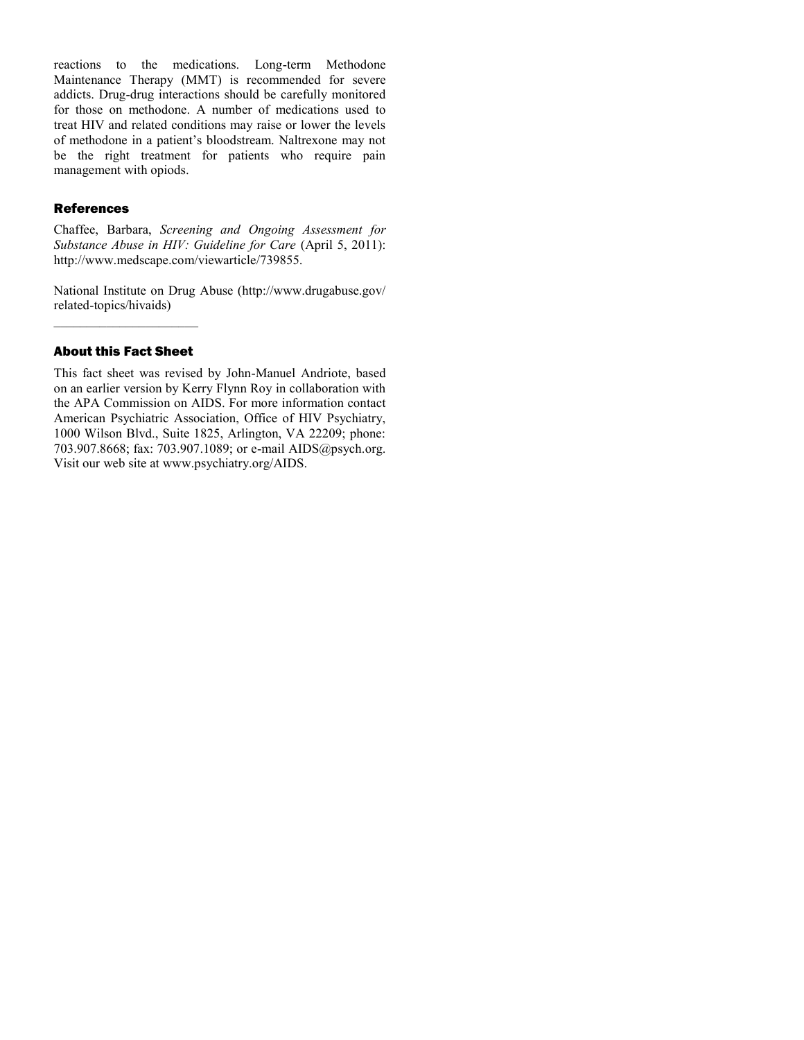reactions to the medications. Long-term Methodone Maintenance Therapy (MMT) is recommended for severe addicts. Drug-drug interactions should be carefully monitored for those on methodone. A number of medications used to treat HIV and related conditions may raise or lower the levels of methodone in a patient's bloodstream. Naltrexone may not be the right treatment for patients who require pain management with opiods.

## References

Chaffee, Barbara, *Screening and Ongoing Assessment for Substance Abuse in HIV: Guideline for Care* (April 5, 2011): http://www.medscape.com/viewarticle/739855.

National Institute on Drug Abuse (http://www.drugabuse.gov/related-topics/hivaids)

---

## About this Fact Sheet

This fact sheet was revised by John-Manuel Andriote, based on an earlier version by Kerry Flynn Roy in collaboration with the APA Commission on AIDS. For more information contact American Psychiatric Association, Office of HIV Psychiatry, 1000 Wilson Blvd., Suite 1825, Arlington, VA 22209; phone: 703.907.8668; fax: 703.907.1089; or e-mail AIDS@psych.org. Visit our web site at www.psychiatry.org/AIDS.